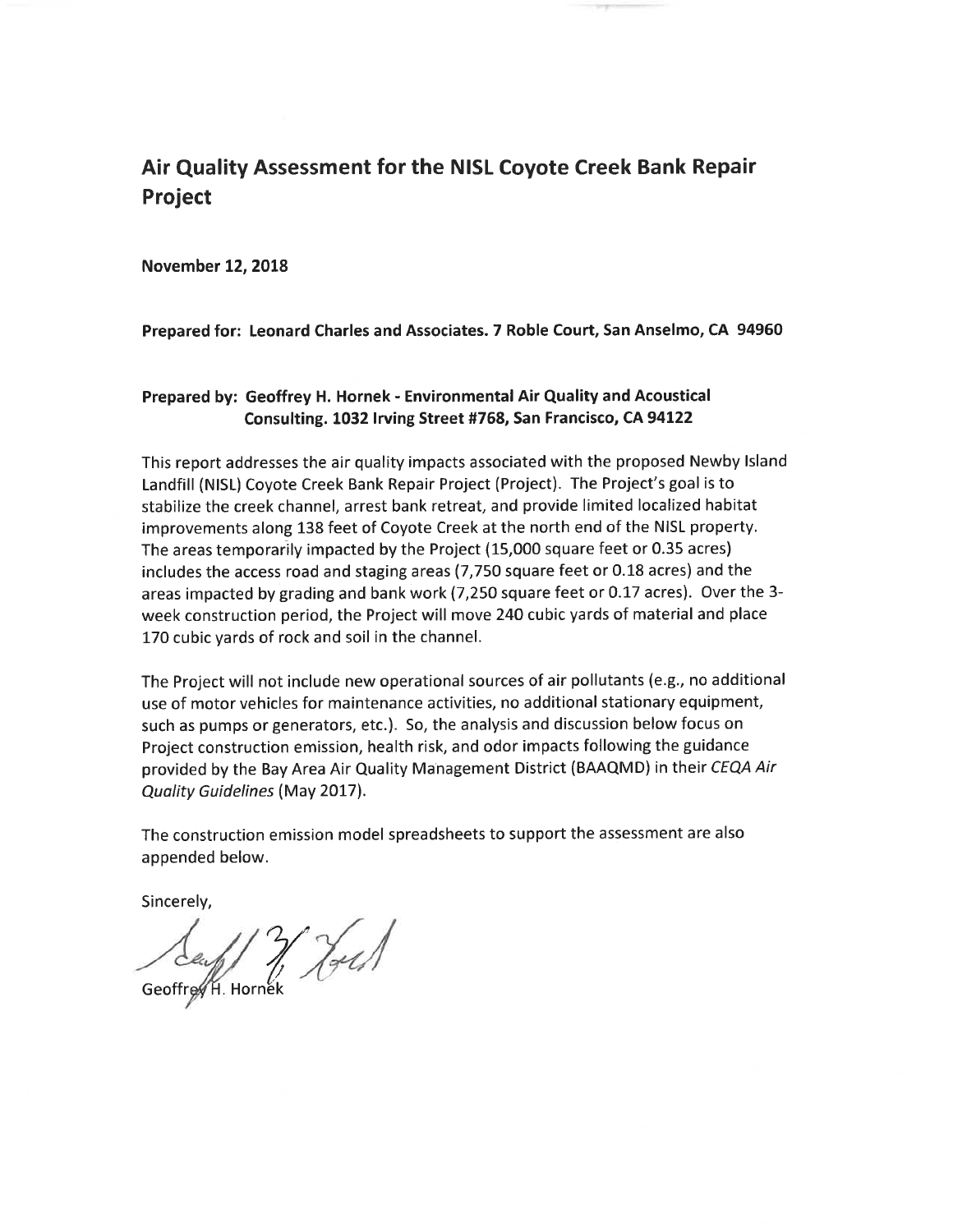# Air Quality Assessment for the NISL Coyote Creek Bank Repair Project

**November 12, 2018**

**Prepared for: Leonard Charles and Associates. 7 Roble Court, San Anselmo, CA 94960**

**Prepared by: Geoffrey H. Hornek - Environmental Air Quality and Acoustical Consulting. 1032 Irving Street #768, San Francisco, CA 94122**

This report addresses the air quality impacts associated with the proposed Newby Island Landfill (NISL) Coyote Creek Bank Repair Project (Project). The Project's goal is to stabilize the creek channel, arrest bank retreat, and provide limited localized habitat improvements along 138 feet of Coyote Creek at the north end of the NISL property. The areas temporarily impacted by the Project (15,000 square feet or 0.35 acres) includes the access road and staging areas (7,750 square feet or 0.18 acres) and the areas impacted by grading and bank work (7,250 square feet or 0.17 acres). Over the 3-week construction period, the Project will move 240 cubic yards of material and place 170 cubic yards of rock and soil in the channel.

The Project will not include new operational sources of air pollutants (e.g., no additional use of motor vehicles for maintenance activities, no additional stationary equipment, such as pumps or generators, etc.). So, the analysis and discussion below focus on Project construction emission, health risk, and odor impacts following the guidance provided by the Bay Area Air Quality Management District (BAAQMD) in their *CEQA Air Quality Guidelines* (May 2017).

The construction emission model spreadsheets to support the assessment are also appended below.

Sincerely,

Geoffrey H. Hornek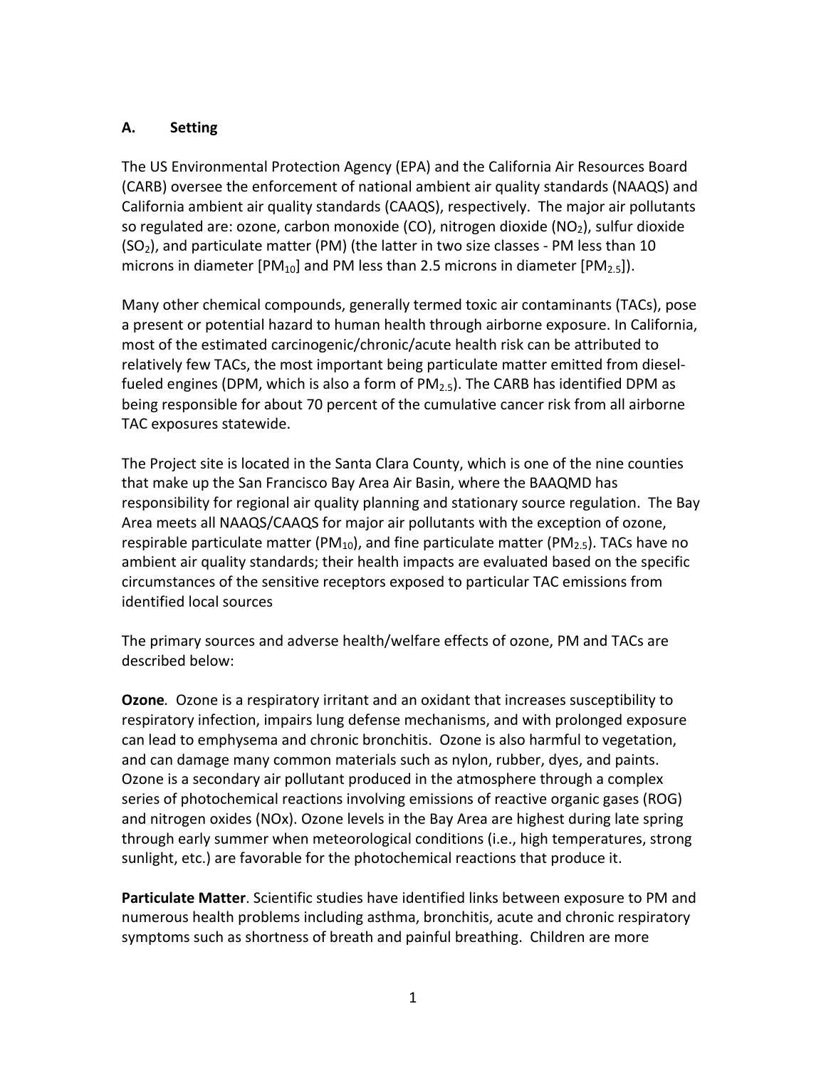## A. Setting

The US Environmental Protection Agency (EPA) and the California Air Resources Board (CARB) oversee the enforcement of national ambient air quality standards (NAAQS) and California ambient air quality standards (CAAQS), respectively. The major air pollutants so regulated are: ozone, carbon monoxide (CO), nitrogen dioxide ($NO_2$), sulfur dioxide ($SO_2$), and particulate matter (PM) (the latter in two size classes - PM less than 10 microns in diameter [$PM_{10}$] and PM less than 2.5 microns in diameter [$PM_{2.5}$]).

Many other chemical compounds, generally termed toxic air contaminants (TACs), pose a present or potential hazard to human health through airborne exposure. In California, most of the estimated carcinogenic/chronic/acute health risk can be attributed to relatively few TACs, the most important being particulate matter emitted from diesel-fueled engines (DPM, which is also a form of $PM_{2.5}$). The CARB has identified DPM as being responsible for about 70 percent of the cumulative cancer risk from all airborne TAC exposures statewide.

The Project site is located in the Santa Clara County, which is one of the nine counties that make up the San Francisco Bay Area Air Basin, where the BAAQMD has responsibility for regional air quality planning and stationary source regulation. The Bay Area meets all NAAQS/CAAQS for major air pollutants with the exception of ozone, respirable particulate matter ($PM_{10}$), and fine particulate matter ($PM_{2.5}$). TACs have no ambient air quality standards; their health impacts are evaluated based on the specific circumstances of the sensitive receptors exposed to particular TAC emissions from identified local sources

The primary sources and adverse health/welfare effects of ozone, PM and TACs are described below:

**Ozone**. Ozone is a respiratory irritant and an oxidant that increases susceptibility to respiratory infection, impairs lung defense mechanisms, and with prolonged exposure can lead to emphysema and chronic bronchitis. Ozone is also harmful to vegetation, and can damage many common materials such as nylon, rubber, dyes, and paints. Ozone is a secondary air pollutant produced in the atmosphere through a complex series of photochemical reactions involving emissions of reactive organic gases (ROG) and nitrogen oxides (NOx). Ozone levels in the Bay Area are highest during late spring through early summer when meteorological conditions (i.e., high temperatures, strong sunlight, etc.) are favorable for the photochemical reactions that produce it.

**Particulate Matter**. Scientific studies have identified links between exposure to PM and numerous health problems including asthma, bronchitis, acute and chronic respiratory symptoms such as shortness of breath and painful breathing. Children are more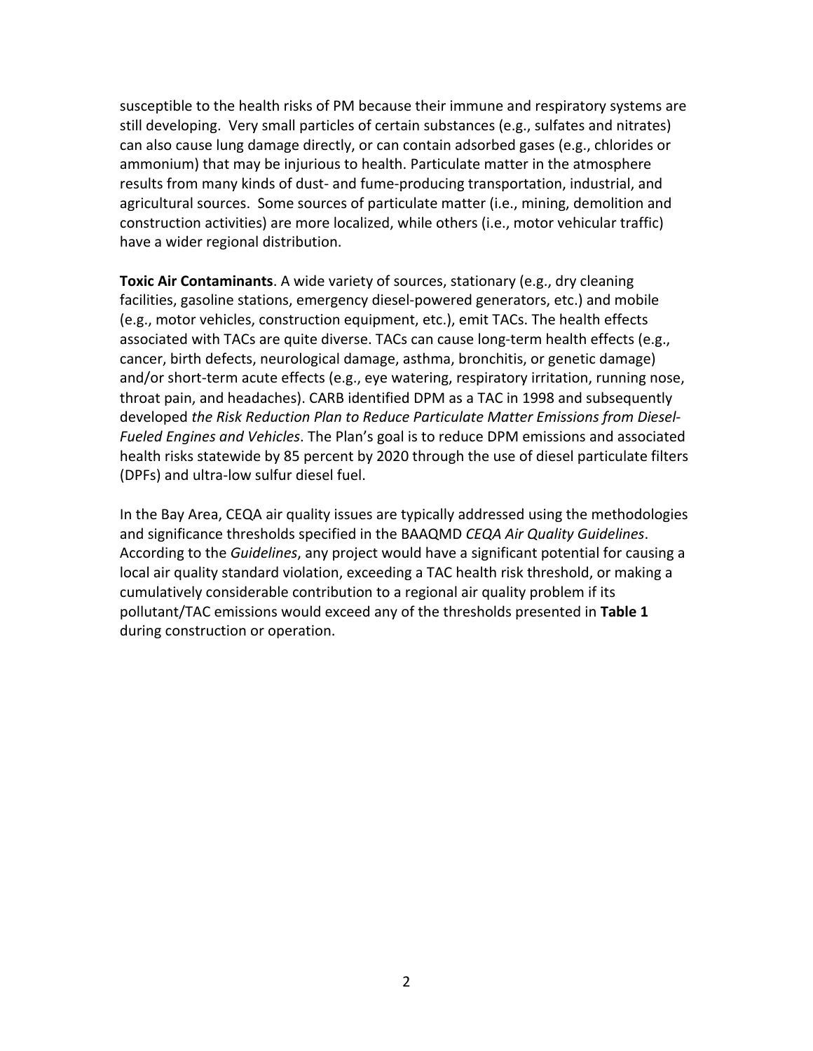susceptible to the health risks of PM because their immune and respiratory systems are still developing. Very small particles of certain substances (e.g., sulfates and nitrates) can also cause lung damage directly, or can contain adsorbed gases (e.g., chlorides or ammonium) that may be injurious to health. Particulate matter in the atmosphere results from many kinds of dust- and fume-producing transportation, industrial, and agricultural sources. Some sources of particulate matter (i.e., mining, demolition and construction activities) are more localized, while others (i.e., motor vehicular traffic) have a wider regional distribution.

**Toxic Air Contaminants**. A wide variety of sources, stationary (e.g., dry cleaning facilities, gasoline stations, emergency diesel-powered generators, etc.) and mobile (e.g., motor vehicles, construction equipment, etc.), emit TACs. The health effects associated with TACs are quite diverse. TACs can cause long-term health effects (e.g., cancer, birth defects, neurological damage, asthma, bronchitis, or genetic damage) and/or short-term acute effects (e.g., eye watering, respiratory irritation, running nose, throat pain, and headaches). CARB identified DPM as a TAC in 1998 and subsequently developed *the Risk Reduction Plan to Reduce Particulate Matter Emissions from Diesel-Fueled Engines and Vehicles*. The Plan's goal is to reduce DPM emissions and associated health risks statewide by 85 percent by 2020 through the use of diesel particulate filters (DPFs) and ultra-low sulfur diesel fuel.

In the Bay Area, CEQA air quality issues are typically addressed using the methodologies and significance thresholds specified in the BAAQMD *CEQA Air Quality Guidelines*. According to the *Guidelines*, any project would have a significant potential for causing a local air quality standard violation, exceeding a TAC health risk threshold, or making a cumulatively considerable contribution to a regional air quality problem if its pollutant/TAC emissions would exceed any of the thresholds presented in **Table 1** during construction or operation.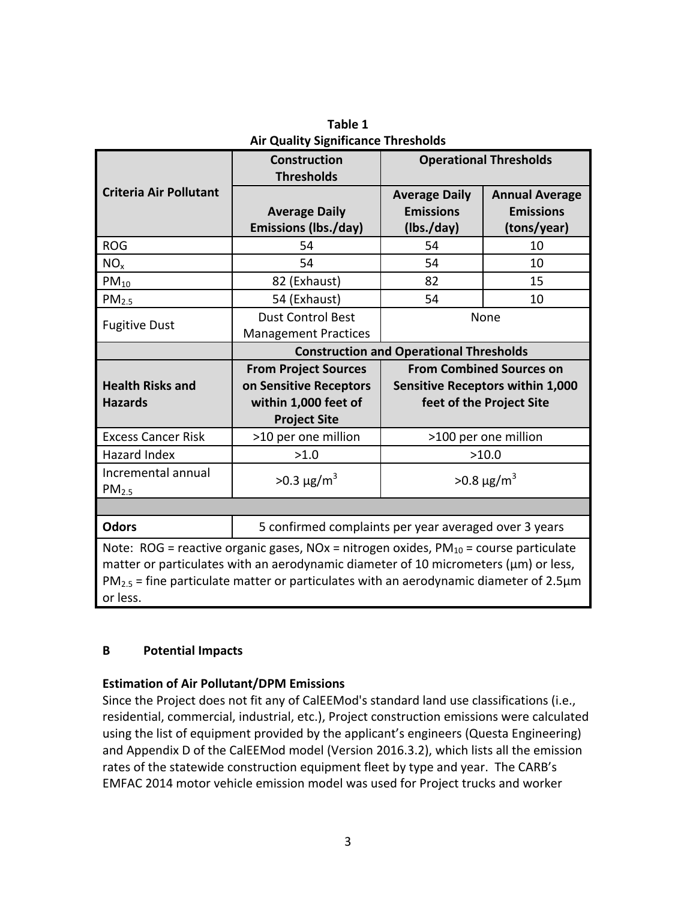**Table 1**
**Air Quality Significance Thresholds**

| Criteria Air Pollutant | Construction Thresholds | Operational Thresholds | |
|---|---|---|---|
| | Average Daily Emissions (lbs./day) | Average Daily Emissions (lbs./day) | Annual Average Emissions (tons/year) |
| ROG | 54 | 54 | 10 |
| $NO_x$ | 54 | 54 | 10 |
| $PM_{10}$ | 82 (Exhaust) | 82 | 15 |
| $PM_{2.5}$ | 54 (Exhaust) | 54 | 10 |
| Fugitive Dust | Dust Control Best Management Practices | None | |
| | Construction and Operational Thresholds | | |
| Health Risks and Hazards | From Project Sources on Sensitive Receptors within 1,000 feet of Project Site | From Combined Sources on Sensitive Receptors within 1,000 feet of the Project Site | |
| Excess Cancer Risk | >10 per one million | >100 per one million | |
| Hazard Index | >1.0 | >10.0 | |
| Incremental annual $PM_{2.5}$ | >0.3 $\mu g/m^3$ | >0.8 $\mu g/m^3$ | |
| | | | |
| **Odors** | 5 confirmed complaints per year averaged over 3 years | | |

Note: ROG = reactive organic gases, NOx = nitrogen oxides, $PM_{10}$ = course particulate matter or particulates with an aerodynamic diameter of 10 micrometers (µm) or less, $PM_{2.5}$ = fine particulate matter or particulates with an aerodynamic diameter of 2.5µm or less.

## B Potential Impacts

### Estimation of Air Pollutant/DPM Emissions

Since the Project does not fit any of CalEEMod's standard land use classifications (i.e., residential, commercial, industrial, etc.), Project construction emissions were calculated using the list of equipment provided by the applicant's engineers (Questa Engineering) and Appendix D of the CalEEMod model (Version 2016.3.2), which lists all the emission rates of the statewide construction equipment fleet by type and year. The CARB's EMFAC 2014 motor vehicle emission model was used for Project trucks and worker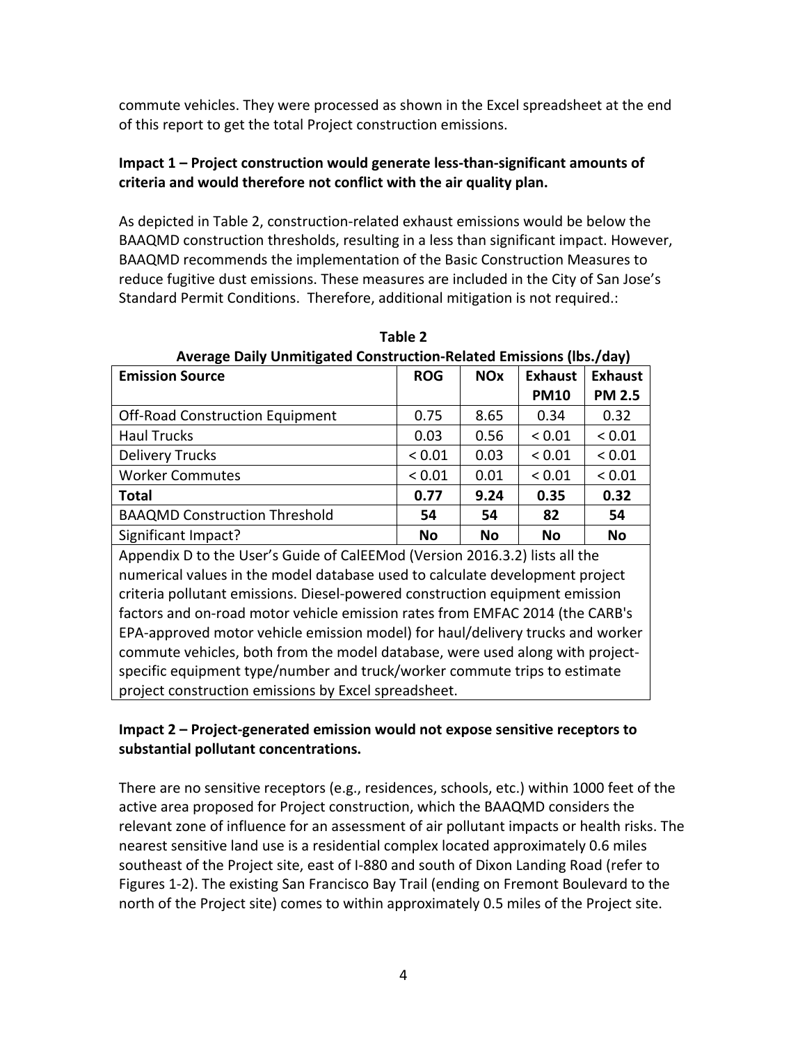commute vehicles. They were processed as shown in the Excel spreadsheet at the end of this report to get the total Project construction emissions.

**Impact 1 – Project construction would generate less-than-significant amounts of criteria and would therefore not conflict with the air quality plan.**

As depicted in Table 2, construction-related exhaust emissions would be below the BAAQMD construction thresholds, resulting in a less than significant impact. However, BAAQMD recommends the implementation of the Basic Construction Measures to reduce fugitive dust emissions. These measures are included in the City of San Jose's Standard Permit Conditions. Therefore, additional mitigation is not required.:

**Table 2**
**Average Daily Unmitigated Construction-Related Emissions (lbs./day)**

| Emission Source | ROG | NOx | Exhaust PM10 | Exhaust PM 2.5 |
|---|---|---|---|---|
| Off-Road Construction Equipment | 0.75 | 8.65 | 0.34 | 0.32 |
| Haul Trucks | 0.03 | 0.56 | < 0.01 | < 0.01 |
| Delivery Trucks | < 0.01 | 0.03 | < 0.01 | < 0.01 |
| Worker Commutes | < 0.01 | 0.01 | < 0.01 | < 0.01 |
| **Total** | **0.77** | **9.24** | **0.35** | **0.32** |
| BAAQMD Construction Threshold | **54** | **54** | **82** | **54** |
| Significant Impact? | **No** | **No** | **No** | **No** |

Appendix D to the User's Guide of CalEEMod (Version 2016.3.2) lists all the numerical values in the model database used to calculate development project criteria pollutant emissions. Diesel-powered construction equipment emission factors and on-road motor vehicle emission rates from EMFAC 2014 (the CARB's EPA-approved motor vehicle emission model) for haul/delivery trucks and worker commute vehicles, both from the model database, were used along with project-specific equipment type/number and truck/worker commute trips to estimate project construction emissions by Excel spreadsheet.

**Impact 2 – Project-generated emission would not expose sensitive receptors to substantial pollutant concentrations.**

There are no sensitive receptors (e.g., residences, schools, etc.) within 1000 feet of the active area proposed for Project construction, which the BAAQMD considers the relevant zone of influence for an assessment of air pollutant impacts or health risks. The nearest sensitive land use is a residential complex located approximately 0.6 miles southeast of the Project site, east of I-880 and south of Dixon Landing Road (refer to Figures 1-2). The existing San Francisco Bay Trail (ending on Fremont Boulevard to the north of the Project site) comes to within approximately 0.5 miles of the Project site.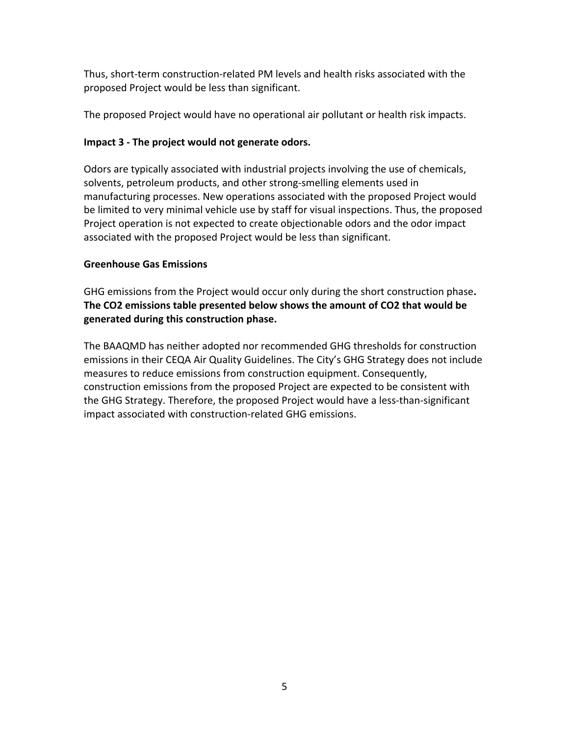Thus, short-term construction-related PM levels and health risks associated with the proposed Project would be less than significant.

The proposed Project would have no operational air pollutant or health risk impacts.

**Impact 3 - The project would not generate odors.**

Odors are typically associated with industrial projects involving the use of chemicals, solvents, petroleum products, and other strong-smelling elements used in manufacturing processes. New operations associated with the proposed Project would be limited to very minimal vehicle use by staff for visual inspections. Thus, the proposed Project operation is not expected to create objectionable odors and the odor impact associated with the proposed Project would be less than significant.

**Greenhouse Gas Emissions**

GHG emissions from the Project would occur only during the short construction phase**. The $CO_2$ emissions table presented below shows the amount of $CO_2$ that would be generated during this construction phase.**

The BAAQMD has neither adopted nor recommended GHG thresholds for construction emissions in their CEQA Air Quality Guidelines. The City's GHG Strategy does not include measures to reduce emissions from construction equipment. Consequently, construction emissions from the proposed Project are expected to be consistent with the GHG Strategy. Therefore, the proposed Project would have a less-than-significant impact associated with construction-related GHG emissions.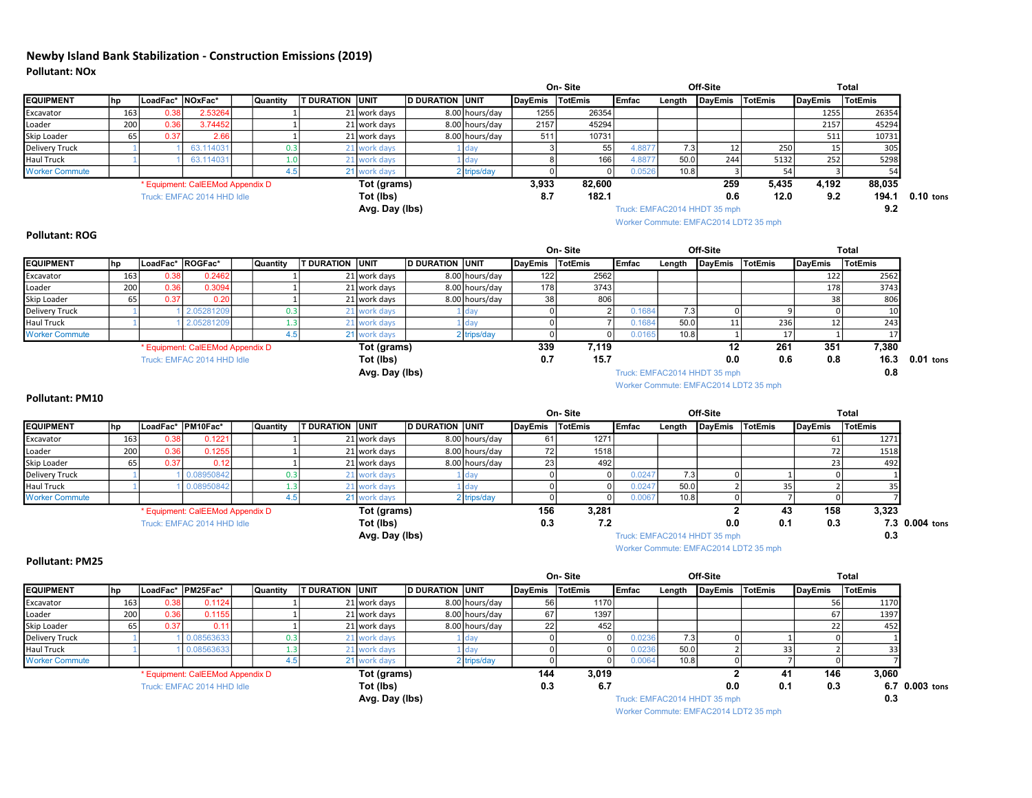## Newby Island Bank Stabilization - Construction Emissions (2019)

### Pollutant: NOx

| EQUIPMENT | hp | LoadFac* | NOxFac* | | Quantity | T DURATION | UNIT | D DURATION | UNIT | On- Site DayEmis | On- Site TotEmis | Off-Site Emfac | Off-Site Length | Off-Site DayEmis | Off-Site TotEmis | Total DayEmis | Total TotEmis |
|---|---|---|---|---|---|---|---|---|---|---|---|---|---|---|---|---|---|
| Excavator | 163 | 0.38 | 2.53264 | | 1 | 21 | work days | 8.00 | hours/day | 1255 | 26354 | | | | | 1255 | 26354 |
| Loader | 200 | 0.36 | 3.74452 | | 1 | 21 | work days | 8.00 | hours/day | 2157 | 45294 | | | | | 2157 | 45294 |
| Skip Loader | 65 | 0.37 | 2.66 | | 1 | 21 | work days | 8.00 | hours/day | 511 | 10731 | | | | | 511 | 10731 |
| Delivery Truck | 1 | 1 | 63.114031 | | 0.3 | 21 | work days | 1 | day | 3 | 55 | 4.8877 | 7.3 | 12 | 250 | 15 | 305 |
| Haul Truck | 1 | 1 | 63.114031 | | 1.0 | 21 | work days | 1 | day | 8 | 166 | 4.8877 | 50.0 | 244 | 5132 | 252 | 5298 |
| Worker Commute | | | | | 4.5 | 21 | work days | 2 | trips/day | 0 | 0 | 0.0526 | 10.8 | 3 | 54 | 3 | 54 |
| | | * Equipment: CalEEMod Appendix D | | | | | Tot (grams) | | | 3,933 | 82,600 | | | 259 | 5,435 | 4,192 | 88,035 |
| | | Truck: EMFAC 2014 HHD Idle | | | | | Tot (lbs) | | | 8.7 | 182.1 | | | 0.6 | 12.0 | 9.2 | 194.1 |
| | | | | | | | Avg. Day (lbs) | | | | | Truck: EMFAC2014 HHDT 35 mph | | | | | 9.2 |

0.10 tons

Worker Commute: EMFAC2014 LDT2 35 mph

### Pollutant: ROG

| EQUIPMENT | hp | LoadFac* | ROGFac* | | Quantity | T DURATION | UNIT | D DURATION | UNIT | On- Site DayEmis | On- Site TotEmis | Off-Site Emfac | Off-Site Length | Off-Site DayEmis | Off-Site TotEmis | Total DayEmis | Total TotEmis |
|---|---|---|---|---|---|---|---|---|---|---|---|---|---|---|---|---|---|
| Excavator | 163 | 0.38 | 0.2462 | | 1 | 21 | work days | 8.00 | hours/day | 122 | 2562 | | | | | 122 | 2562 |
| Loader | 200 | 0.36 | 0.3094 | | 1 | 21 | work days | 8.00 | hours/day | 178 | 3743 | | | | | 178 | 3743 |
| Skip Loader | 65 | 0.37 | 0.20 | | 1 | 21 | work days | 8.00 | hours/day | 38 | 806 | | | | | 38 | 806 |
| Delivery Truck | 1 | 1 | 2.05281209 | | 0.3 | 21 | work days | 1 | day | 0 | 2 | 0.1684 | 7.3 | 0 | 9 | 0 | 10 |
| Haul Truck | 1 | 1 | 2.05281209 | | 1.3 | 21 | work days | 1 | day | 0 | 7 | 0.1684 | 50.0 | 11 | 236 | 12 | 243 |
| Worker Commute | | | | | 4.5 | 21 | work days | 2 | trips/day | 0 | 0 | 0.0165 | 10.8 | 1 | 17 | 1 | 17 |
| | | * Equipment: CalEEMod Appendix D | | | | | Tot (grams) | | | 339 | 7,119 | | | 12 | 261 | 351 | 7,380 |
| | | Truck: EMFAC 2014 HHD Idle | | | | | Tot (lbs) | | | 0.7 | 15.7 | | | 0.0 | 0.6 | 0.8 | 16.3 |
| | | | | | | | Avg. Day (lbs) | | | | | Truck: EMFAC2014 HHDT 35 mph | | | | | 0.8 |

0.01 tons

Worker Commute: EMFAC2014 LDT2 35 mph

### Pollutant: PM10

| EQUIPMENT | hp | LoadFac* | PM10Fac* | | Quantity | T DURATION | UNIT | D DURATION | UNIT | On- Site DayEmis | On- Site TotEmis | Off-Site Emfac | Off-Site Length | Off-Site DayEmis | Off-Site TotEmis | Total DayEmis | Total TotEmis |
|---|---|---|---|---|---|---|---|---|---|---|---|---|---|---|---|---|---|
| Excavator | 163 | 0.38 | 0.1221 | | 1 | 21 | work days | 8.00 | hours/day | 61 | 1271 | | | | | 61 | 1271 |
| Loader | 200 | 0.36 | 0.1255 | | 1 | 21 | work days | 8.00 | hours/day | 72 | 1518 | | | | | 72 | 1518 |
| Skip Loader | 65 | 0.37 | 0.12 | | 1 | 21 | work days | 8.00 | hours/day | 23 | 492 | | | | | 23 | 492 |
| Delivery Truck | 1 | 1 | 0.08950842 | | 0.3 | 21 | work days | 1 | day | 0 | 0 | 0.0247 | 7.3 | 0 | 1 | 0 | 1 |
| Haul Truck | 1 | 1 | 0.08950842 | | 1.3 | 21 | work days | 1 | day | 0 | 0 | 0.0247 | 50.0 | 2 | 35 | 2 | 35 |
| Worker Commute | | | | | 4.5 | 21 | work days | 2 | trips/day | 0 | 0 | 0.0067 | 10.8 | 0 | 7 | 0 | 7 |
| | | * Equipment: CalEEMod Appendix D | | | | | Tot (grams) | | | 156 | 3,281 | | | 2 | 43 | 158 | 3,323 |
| | | Truck: EMFAC 2014 HHD Idle | | | | | Tot (lbs) | | | 0.3 | 7.2 | | | 0.0 | 0.1 | 0.3 | 7.3 |
| | | | | | | | Avg. Day (lbs) | | | | | Truck: EMFAC2014 HHDT 35 mph | | | | | 0.3 |

0.004 tons

Worker Commute: EMFAC2014 LDT2 35 mph

### Pollutant: PM25

| EQUIPMENT | hp | LoadFac* | PM25Fac* | | Quantity | T DURATION | UNIT | D DURATION | UNIT | On- Site DayEmis | On- Site TotEmis | Off-Site Emfac | Off-Site Length | Off-Site DayEmis | Off-Site TotEmis | Total DayEmis | Total TotEmis |
|---|---|---|---|---|---|---|---|---|---|---|---|---|---|---|---|---|---|
| Excavator | 163 | 0.38 | 0.1124 | | 1 | 21 | work days | 8.00 | hours/day | 56 | 1170 | | | | | 56 | 1170 |
| Loader | 200 | 0.36 | 0.1155 | | 1 | 21 | work days | 8.00 | hours/day | 67 | 1397 | | | | | 67 | 1397 |
| Skip Loader | 65 | 0.37 | 0.11 | | 1 | 21 | work days | 8.00 | hours/day | 22 | 452 | | | | | 22 | 452 |
| Delivery Truck | 1 | 1 | 0.08563633 | | 0.3 | 21 | work days | 1 | day | 0 | 0 | 0.0236 | 7.3 | 0 | 1 | 0 | 1 |
| Haul Truck | 1 | 1 | 0.08563633 | | 1.3 | 21 | work days | 1 | day | 0 | 0 | 0.0236 | 50.0 | 2 | 33 | 2 | 33 |
| Worker Commute | | | | | 4.5 | 21 | work days | 2 | trips/day | 0 | 0 | 0.0064 | 10.8 | 0 | 7 | 0 | 7 |
| | | * Equipment: CalEEMod Appendix D | | | | | Tot (grams) | | | 144 | 3,019 | | | 2 | 41 | 146 | 3,060 |
| | | Truck: EMFAC 2014 HHD Idle | | | | | Tot (lbs) | | | 0.3 | 6.7 | | | 0.0 | 0.1 | 0.3 | 6.7 |
| | | | | | | | Avg. Day (lbs) | | | | | Truck: EMFAC2014 HHDT 35 mph | | | | | 0.3 |

0.003 tons

Worker Commute: EMFAC2014 LDT2 35 mph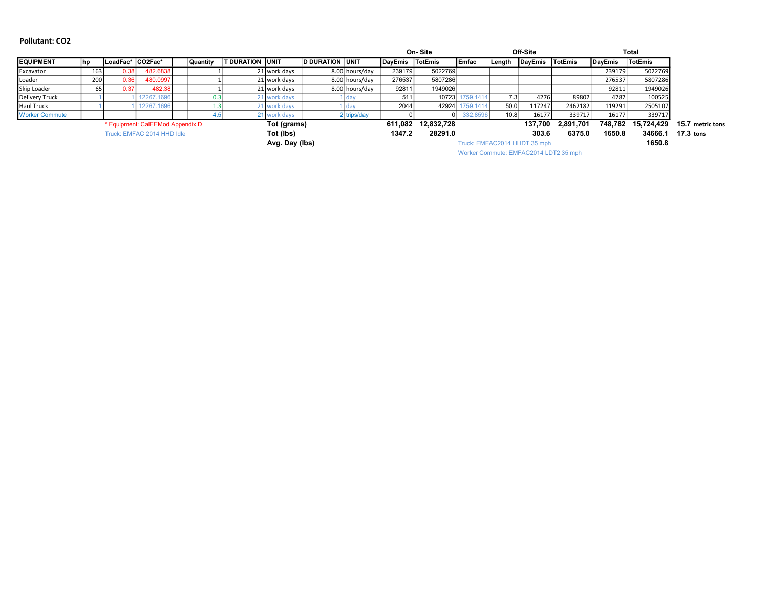**Pollutant: $CO_2$**

| | | | | | | | | | | On- Site | | Off-Site | | | | Total | | |
|---|---|---|---|---|---|---|---|---|---|---|---|---|---|---|---|---|---|---|
| **EQUIPMENT** | **hp** | **LoadFac*** | **CO2Fac*** | | **Quantity** | **T DURATION** | **UNIT** | **D DURATION** | **UNIT** | **DayEmis** | **TotEmis** | **Emfac** | **Length** | **DayEmis** | **TotEmis** | **DayEmis** | **TotEmis** | |
| Excavator | 163 | 0.38 | 482.6838 | | 1 | 21 | work days | 8.00 | hours/day | 239179 | 5022769 | | | | | 239179 | 5022769 | |
| Loader | 200 | 0.36 | 480.0997 | | 1 | 21 | work days | 8.00 | hours/day | 276537 | 5807286 | | | | | 276537 | 5807286 | |
| Skip Loader | 65 | 0.37 | 482.38 | | 1 | 21 | work days | 8.00 | hours/day | 92811 | 1949026 | | | | | 92811 | 1949026 | |
| Delivery Truck | 1 | 1 | 12267.1696 | | 0.3 | 21 | work days | 1 | day | 511 | 10723 | 1759.1414 | 7.3 | 4276 | 89802 | 4787 | 100525 | |
| Haul Truck | 1 | 1 | 12267.1696 | | 1.3 | 21 | work days | 1 | day | 2044 | 42924 | 1759.1414 | 50.0 | 117247 | 2462182 | 119291 | 2505107 | |
| Worker Commute | | | | | 4.5 | 21 | work days | 2 | trips/day | 0 | 0 | 332.8596 | 10.8 | 16177 | 339717 | 16177 | 339717 | |
| | | * Equipment: CalEEMod Appendix D | | | | | **Tot (grams)** | | | **611,082** | **12,832,728** | | | **137,700** | **2,891,701** | **748,782** | **15,724,429** | **15.7** metric tons |
| | | Truck: EMFAC 2014 HHD Idle | | | | | **Tot (lbs)** | | | **1347.2** | **28291.0** | | | **303.6** | **6375.0** | **1650.8** | **34666.1** | **17.3** tons |
| | | | | | | | **Avg. Day (lbs)** | | | | | | | | | | **1650.8** | |

Truck: EMFAC2014 HHDT 35 mph

Worker Commute: EMFAC2014 LDT2 35 mph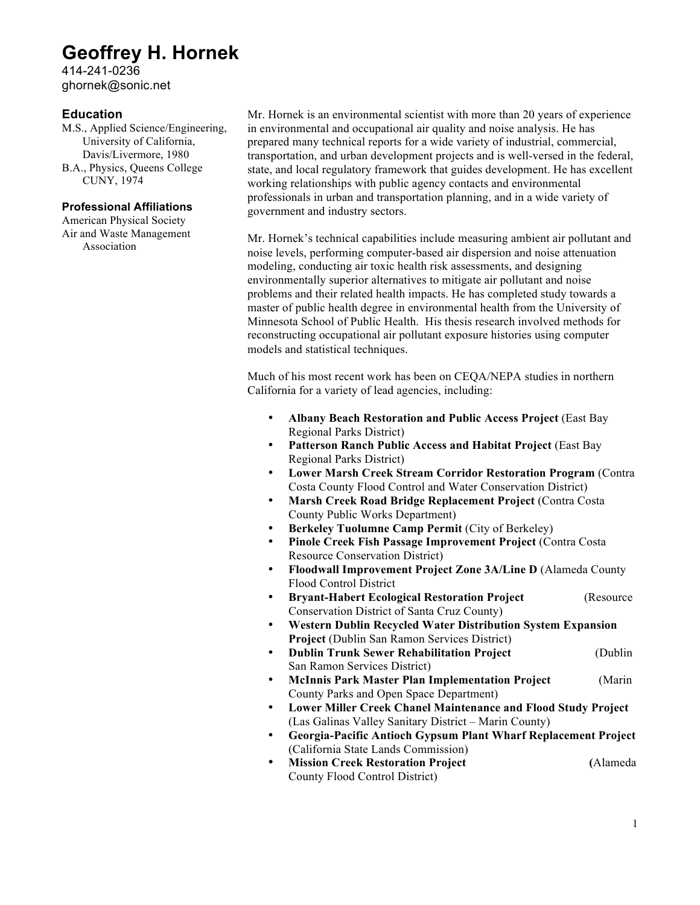# Geoffrey H. Hornek

414-241-0236
ghornek@sonic.net

## Education

M.S., Applied Science/Engineering, University of California, Davis/Livermore, 1980
B.A., Physics, Queens College CUNY, 1974

## Professional Affiliations

American Physical Society
Air and Waste Management Association

Mr. Hornek is an environmental scientist with more than 20 years of experience in environmental and occupational air quality and noise analysis. He has prepared many technical reports for a wide variety of industrial, commercial, transportation, and urban development projects and is well-versed in the federal, state, and local regulatory framework that guides development. He has excellent working relationships with public agency contacts and environmental professionals in urban and transportation planning, and in a wide variety of government and industry sectors.

Mr. Hornek's technical capabilities include measuring ambient air pollutant and noise levels, performing computer-based air dispersion and noise attenuation modeling, conducting air toxic health risk assessments, and designing environmentally superior alternatives to mitigate air pollutant and noise problems and their related health impacts. He has completed study towards a master of public health degree in environmental health from the University of Minnesota School of Public Health. His thesis research involved methods for reconstructing occupational air pollutant exposure histories using computer models and statistical techniques.

Much of his most recent work has been on CEQA/NEPA studies in northern California for a variety of lead agencies, including:

- **Albany Beach Restoration and Public Access Project** (East Bay Regional Parks District)
- **Patterson Ranch Public Access and Habitat Project** (East Bay Regional Parks District)
- **Lower Marsh Creek Stream Corridor Restoration Program** (Contra Costa County Flood Control and Water Conservation District)
- **Marsh Creek Road Bridge Replacement Project** (Contra Costa County Public Works Department)
- **Berkeley Tuolumne Camp Permit** (City of Berkeley)
- **Pinole Creek Fish Passage Improvement Project** (Contra Costa Resource Conservation District)
- **Floodwall Improvement Project Zone 3A/Line D** (Alameda County Flood Control District
- **Bryant-Habert Ecological Restoration Project** (Resource Conservation District of Santa Cruz County)
- **Western Dublin Recycled Water Distribution System Expansion Project** (Dublin San Ramon Services District)
- **Dublin Trunk Sewer Rehabilitation Project** (Dublin San Ramon Services District)
- **McInnis Park Master Plan Implementation Project** (Marin County Parks and Open Space Department)
- **Lower Miller Creek Chanel Maintenance and Flood Study Project** (Las Galinas Valley Sanitary District – Marin County)
- **Georgia-Pacific Antioch Gypsum Plant Wharf Replacement Project** (California State Lands Commission)
- **Mission Creek Restoration Project (**Alameda County Flood Control District)